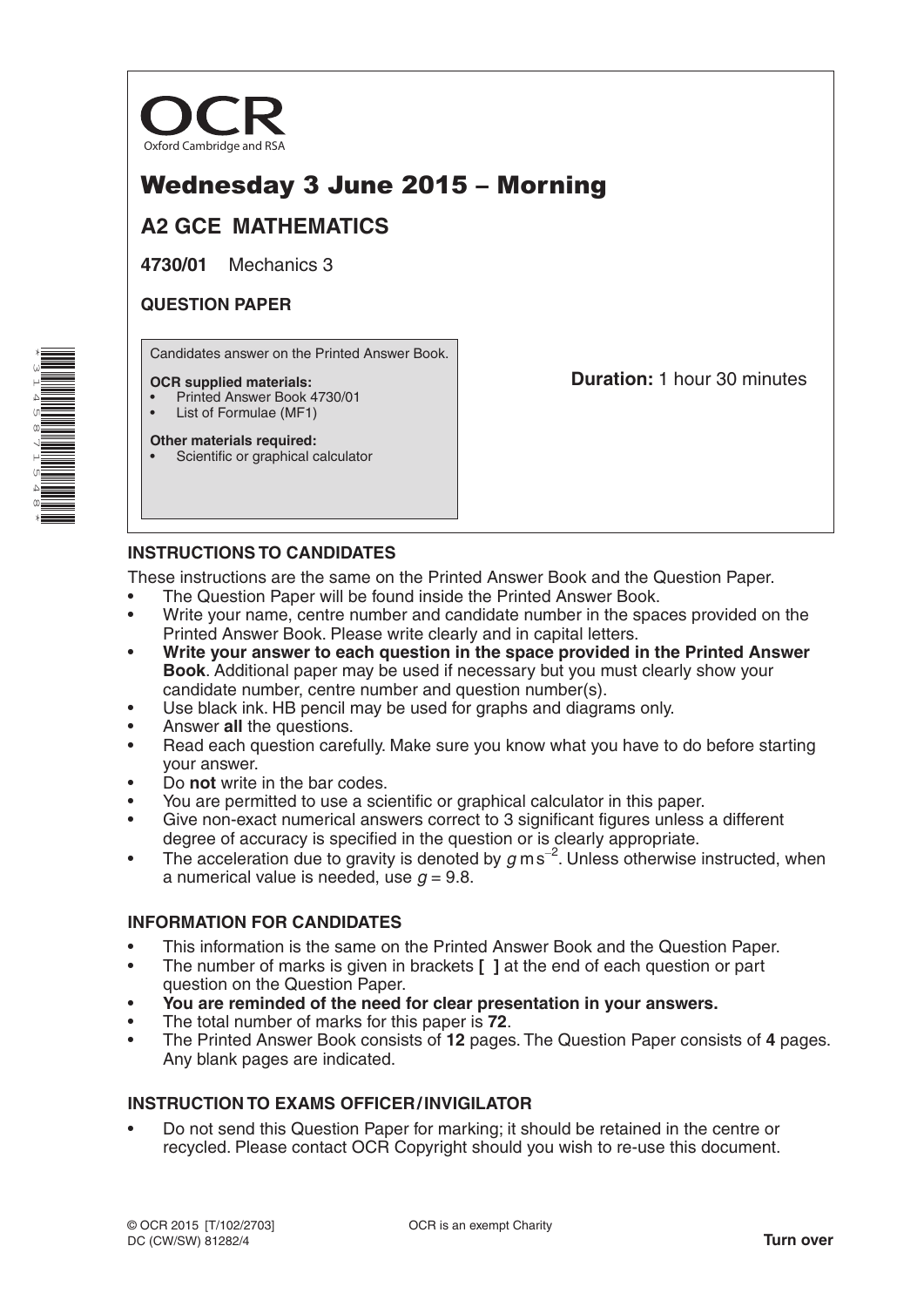OCR

Oxford Cambridge and RSA

# Wednesday 3 June 2015 – Morning

## A2 GCE MATHEMATICS

**4730/01** Mechanics 3

**QUESTION PAPER**

Candidates answer on the Printed Answer Book.

**OCR supplied materials:**
- Printed Answer Book 4730/01
- List of Formulae (MF1)

**Other materials required:**
- Scientific or graphical calculator

**Duration:** 1 hour 30 minutes

### INSTRUCTIONS TO CANDIDATES

These instructions are the same on the Printed Answer Book and the Question Paper.

- The Question Paper will be found inside the Printed Answer Book.
- Write your name, centre number and candidate number in the spaces provided on the Printed Answer Book. Please write clearly and in capital letters.
- **Write your answer to each question in the space provided in the Printed Answer Book**. Additional paper may be used if necessary but you must clearly show your candidate number, centre number and question number(s).
- Use black ink. HB pencil may be used for graphs and diagrams only.
- Answer **all** the questions.
- Read each question carefully. Make sure you know what you have to do before starting your answer.
- Do **not** write in the bar codes.
- You are permitted to use a scientific or graphical calculator in this paper.
- Give non-exact numerical answers correct to 3 significant figures unless a different degree of accuracy is specified in the question or is clearly appropriate.
- The acceleration due to gravity is denoted by $g\,\text{m}\,\text{s}^{-2}$. Unless otherwise instructed, when a numerical value is needed, use $g = 9.8$.

### INFORMATION FOR CANDIDATES

- This information is the same on the Printed Answer Book and the Question Paper.
- The number of marks is given in brackets **[ ]** at the end of each question or part question on the Question Paper.
- **You are reminded of the need for clear presentation in your answers.**
- The total number of marks for this paper is **72**.
- The Printed Answer Book consists of **12** pages. The Question Paper consists of **4** pages. Any blank pages are indicated.

### INSTRUCTION TO EXAMS OFFICER / INVIGILATOR

- Do not send this Question Paper for marking; it should be retained in the centre or recycled. Please contact OCR Copyright should you wish to re-use this document.

© OCR 2015 [T/102/2703]
DC (CW/SW) 81282/4

OCR is an exempt Charity

**Turn over**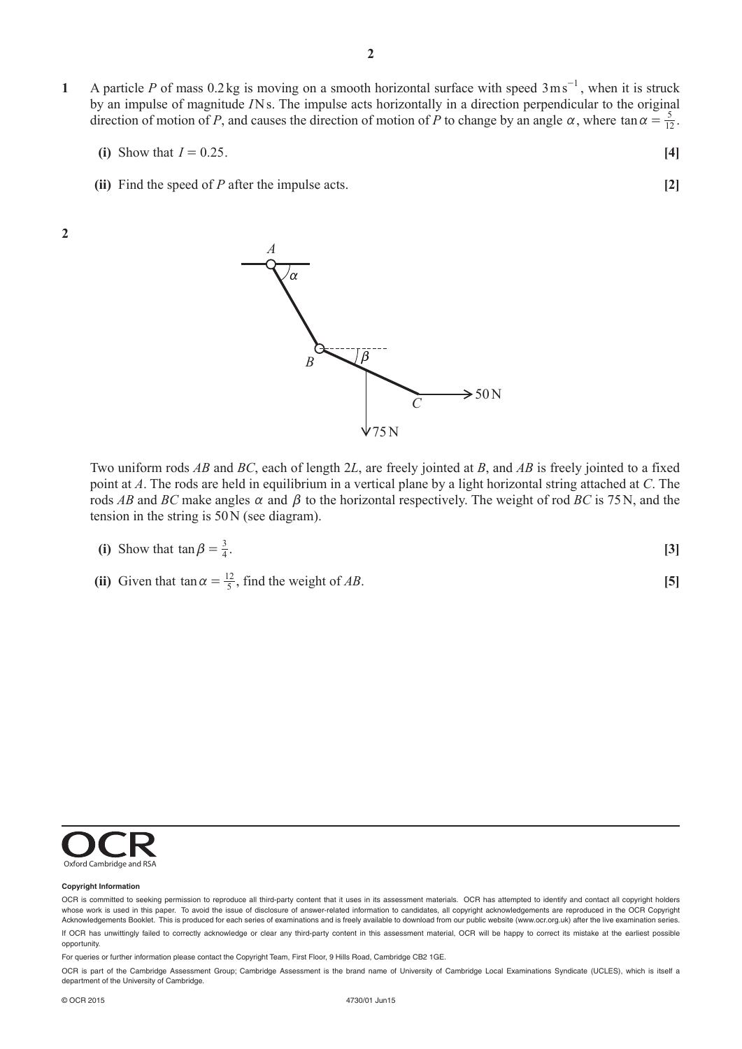**1** A particle $P$ of mass 0.2 kg is moving on a smooth horizontal surface with speed $3\,\text{m}\,\text{s}^{-1}$, when it is struck by an impulse of magnitude $I$ N s. The impulse acts horizontally in a direction perpendicular to the original direction of motion of $P$, and causes the direction of motion of $P$ to change by an angle $\alpha$, where $\tan\alpha = \frac{5}{12}$.

**(i)** Show that $I = 0.25$. **[4]**

**(ii)** Find the speed of $P$ after the impulse acts. **[2]**

**2**

Two uniform rods $AB$ and $BC$, each of length $2L$, are freely jointed at $B$, and $AB$ is freely jointed to a fixed point at $A$. The rods are held in equilibrium in a vertical plane by a light horizontal string attached at $C$. The rods $AB$ and $BC$ make angles $\alpha$ and $\beta$ to the horizontal respectively. The weight of rod $BC$ is 75 N, and the tension in the string is 50 N (see diagram).

**(i)** Show that $\tan\beta = \frac{3}{4}$. **[3]**

**(ii)** Given that $\tan\alpha = \frac{12}{5}$, find the weight of $AB$. **[5]**

**Copyright Information**

OCR is committed to seeking permission to reproduce all third-party content that it uses in its assessment materials. OCR has attempted to identify and contact all copyright holders whose work is used in this paper. To avoid the issue of disclosure of answer-related information to candidates, all copyright acknowledgements are reproduced in the OCR Copyright Acknowledgements Booklet. This is produced for each series of examinations and is freely available to download from our public website (www.ocr.org.uk) after the live examination series.

If OCR has unwittingly failed to correctly acknowledge or clear any third-party content in this assessment material, OCR will be happy to correct its mistake at the earliest possible opportunity.

For queries or further information please contact the Copyright Team, First Floor, 9 Hills Road, Cambridge CB2 1GE.

OCR is part of the Cambridge Assessment Group; Cambridge Assessment is the brand name of University of Cambridge Local Examinations Syndicate (UCLES), which is itself a department of the University of Cambridge.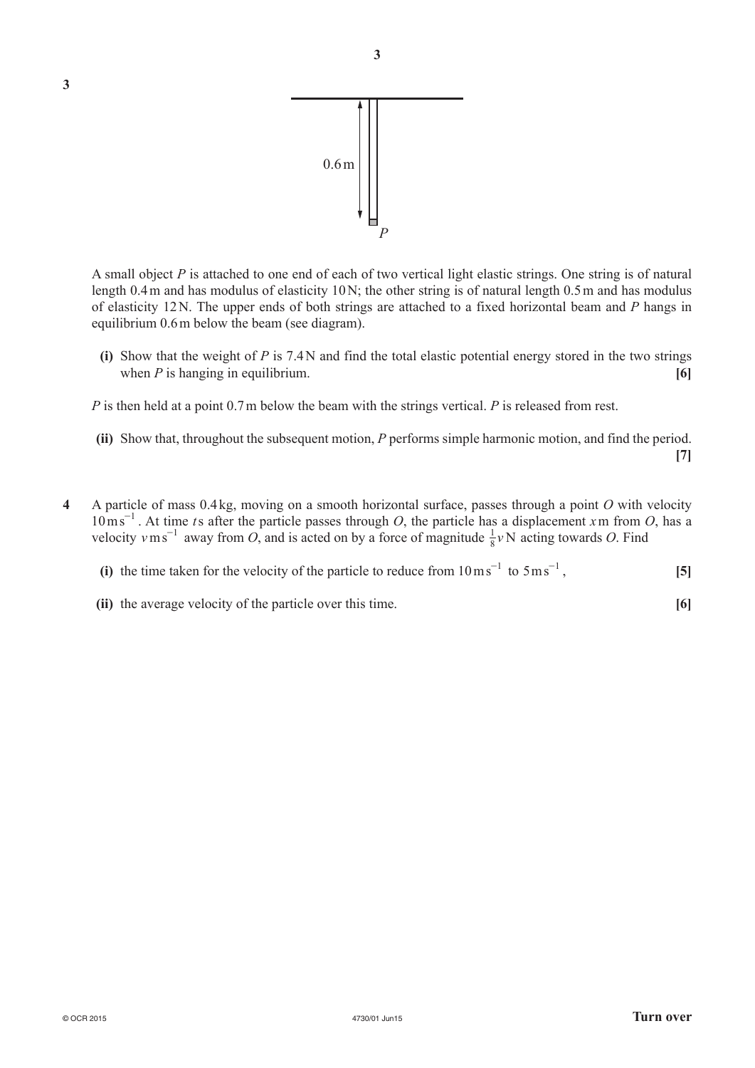**3**

A small object $P$ is attached to one end of each of two vertical light elastic strings. One string is of natural length 0.4 m and has modulus of elasticity 10 N; the other string is of natural length 0.5 m and has modulus of elasticity 12 N. The upper ends of both strings are attached to a fixed horizontal beam and $P$ hangs in equilibrium 0.6 m below the beam (see diagram).

**(i)** Show that the weight of $P$ is 7.4 N and find the total elastic potential energy stored in the two strings when $P$ is hanging in equilibrium. **[6]**

$P$ is then held at a point 0.7 m below the beam with the strings vertical. $P$ is released from rest.

**(ii)** Show that, throughout the subsequent motion, $P$ performs simple harmonic motion, and find the period. **[7]**

**4** A particle of mass 0.4 kg, moving on a smooth horizontal surface, passes through a point $O$ with velocity $10\,\text{m}\,\text{s}^{-1}$. At time $t$ s after the particle passes through $O$, the particle has a displacement $x$ m from $O$, has a velocity $v\,\text{m}\,\text{s}^{-1}$ away from $O$, and is acted on by a force of magnitude $\frac{1}{8}v$ N acting towards $O$. Find

**(i)** the time taken for the velocity of the particle to reduce from $10\,\text{m}\,\text{s}^{-1}$ to $5\,\text{m}\,\text{s}^{-1}$, **[5]**

**(ii)** the average velocity of the particle over this time. **[6]**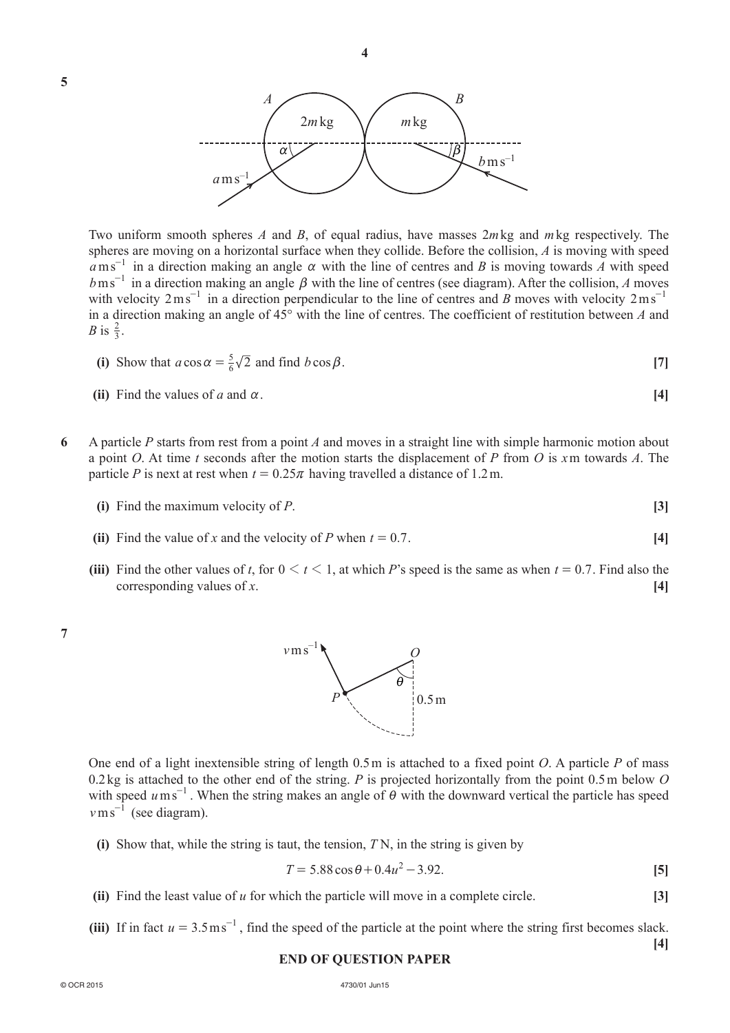**5**

A    B

$2m$ kg    $m$ kg

$\alpha$    $\beta$

$a\,\mathrm{m\,s^{-1}}$    $b\,\mathrm{m\,s^{-1}}$

Two uniform smooth spheres $A$ and $B$, of equal radius, have masses $2m$ kg and $m$ kg respectively. The spheres are moving on a horizontal surface when they collide. Before the collision, $A$ is moving with speed $a\,\mathrm{m\,s^{-1}}$ in a direction making an angle $\alpha$ with the line of centres and $B$ is moving towards $A$ with speed $b\,\mathrm{m\,s^{-1}}$ in a direction making an angle $\beta$ with the line of centres (see diagram). After the collision, $A$ moves with velocity $2\,\mathrm{m\,s^{-1}}$ in a direction perpendicular to the line of centres and $B$ moves with velocity $2\,\mathrm{m\,s^{-1}}$ in a direction making an angle of 45° with the line of centres. The coefficient of restitution between $A$ and $B$ is $\frac{2}{3}$.

**(i)** Show that $a\cos\alpha = \frac{5}{6}\sqrt{2}$ and find $b\cos\beta$. **[7]**

**(ii)** Find the values of $a$ and $\alpha$. **[4]**

**6** A particle $P$ starts from rest from a point $A$ and moves in a straight line with simple harmonic motion about a point $O$. At time $t$ seconds after the motion starts the displacement of $P$ from $O$ is $x$ m towards $A$. The particle $P$ is next at rest when $t = 0.25\pi$ having travelled a distance of 1.2 m.

**(i)** Find the maximum velocity of $P$. **[3]**

**(ii)** Find the value of $x$ and the velocity of $P$ when $t = 0.7$. **[4]**

**(iii)** Find the other values of $t$, for $0 < t < 1$, at which $P$'s speed is the same as when $t = 0.7$. Find also the corresponding values of $x$. **[4]**

**7**

$v\,\mathrm{m\,s^{-1}}$    $O$

$\theta$

$P$    0.5 m

One end of a light inextensible string of length 0.5 m is attached to a fixed point $O$. A particle $P$ of mass 0.2 kg is attached to the other end of the string. $P$ is projected horizontally from the point 0.5 m below $O$ with speed $u\,\mathrm{m\,s^{-1}}$. When the string makes an angle of $\theta$ with the downward vertical the particle has speed $v\,\mathrm{m\,s^{-1}}$ (see diagram).

**(i)** Show that, while the string is taut, the tension, $T$ N, in the string is given by

$$T = 5.88\cos\theta + 0.4u^2 - 3.92.$$

**[5]**

**(ii)** Find the least value of $u$ for which the particle will move in a complete circle. **[3]**

**(iii)** If in fact $u = 3.5\,\mathrm{m\,s^{-1}}$, find the speed of the particle at the point where the string first becomes slack. **[4]**

**END OF QUESTION PAPER**